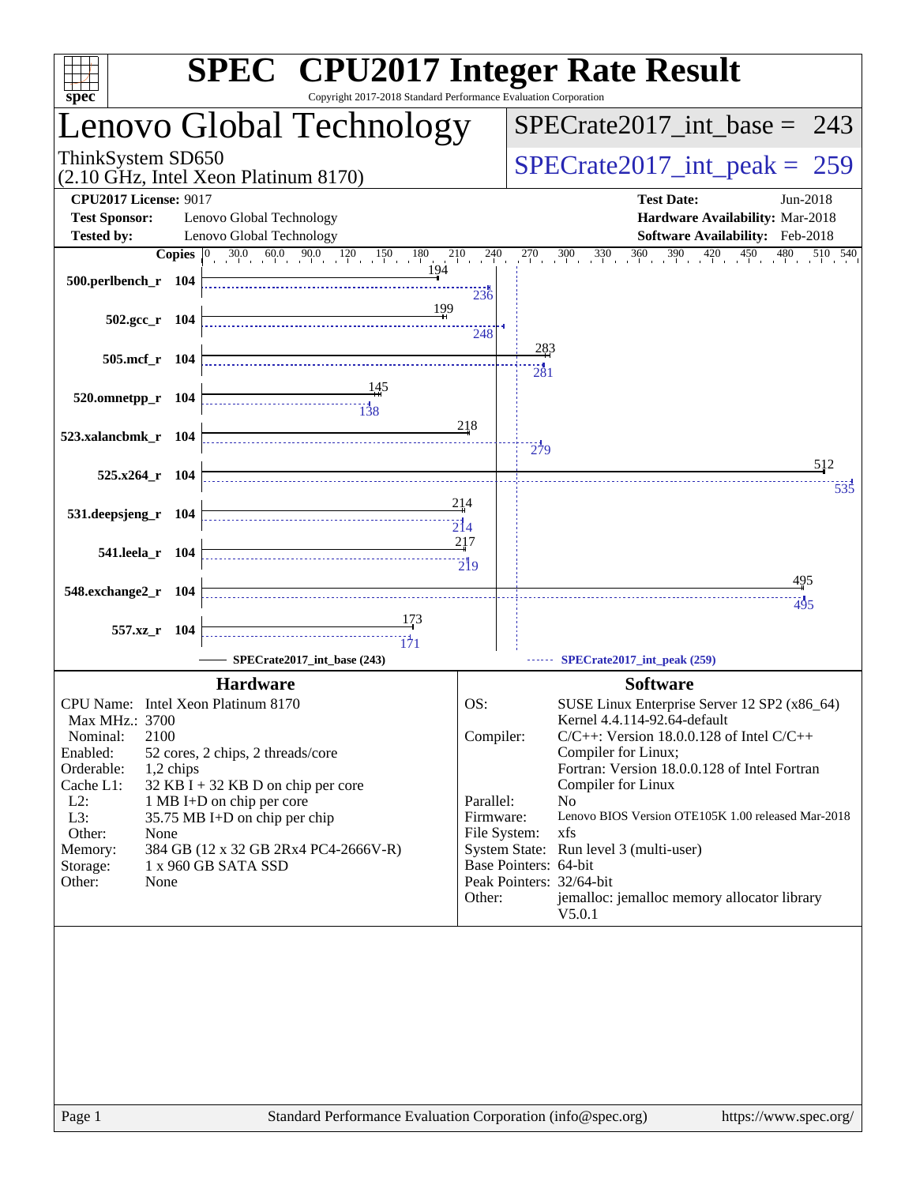# SPEC CPU2017 Integer Rate Result

Copyright 2017-2018 Standard Performance Evaluation Corporation

## Lenovo Global Technology

ThinkSystem SD650
(2.10 GHz, Intel Xeon Platinum 8170)

SPECrate2017_int_base = 243

SPECrate2017_int_peak = 259

**CPU2017 License:** 9017
**Test Sponsor:** Lenovo Global Technology
**Tested by:** Lenovo Global Technology

**Test Date:** Jun-2018
**Hardware Availability:** Mar-2018
**Software Availability:** Feb-2018

| Benchmark | Copies | SPECrate2017_int_base | SPECrate2017_int_peak |
|---|---|---|---|
| 500.perlbench_r | 104 | 194 | 236 |
| 502.gcc_r | 104 | 199 | 248 |
| 505.mcf_r | 104 | 283 | 281 |
| 520.omnetpp_r | 104 | 145 | 138 |
| 523.xalancbmk_r | 104 | 218 | 279 |
| 525.x264_r | 104 | 512 | 535 |
| 531.deepsjeng_r | 104 | 214 | 214 |
| 541.leela_r | 104 | 217 | 219 |
| 548.exchange2_r | 104 | 495 | 495 |
| 557.xz_r | 104 | 173 | 171 |

SPECrate2017_int_base (243) — SPECrate2017_int_peak (259)

### Hardware

| | |
|---|---|
| CPU Name: | Intel Xeon Platinum 8170 |
| Max MHz.: | 3700 |
| Nominal: | 2100 |
| Enabled: | 52 cores, 2 chips, 2 threads/core |
| Orderable: | 1,2 chips |
| Cache L1: | 32 KB I + 32 KB D on chip per core |
| L2: | 1 MB I+D on chip per core |
| L3: | 35.75 MB I+D on chip per chip |
| Other: | None |
| Memory: | 384 GB (12 x 32 GB 2Rx4 PC4-2666V-R) |
| Storage: | 1 x 960 GB SATA SSD |
| Other: | None |

### Software

| | |
|---|---|
| OS: | SUSE Linux Enterprise Server 12 SP2 (x86_64) Kernel 4.4.114-92.64-default |
| Compiler: | C/C++: Version 18.0.0.128 of Intel C/C++ Compiler for Linux; Fortran: Version 18.0.0.128 of Intel Fortran Compiler for Linux |
| Parallel: | No |
| Firmware: | Lenovo BIOS Version OTE105K 1.00 released Mar-2018 |
| File System: | xfs |
| System State: | Run level 3 (multi-user) |
| Base Pointers: | 64-bit |
| Peak Pointers: | 32/64-bit |
| Other: | jemalloc: jemalloc memory allocator library V5.0.1 |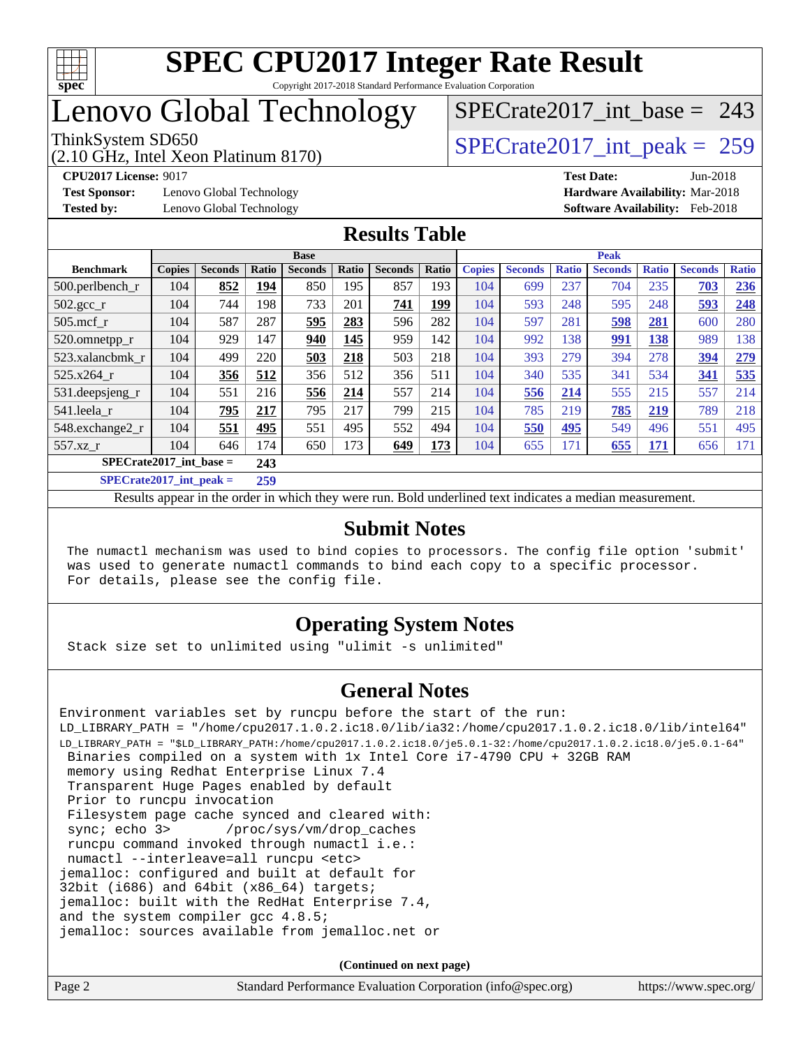# SPEC CPU2017 Integer Rate Result

Copyright 2017-2018 Standard Performance Evaluation Corporation

# Lenovo Global Technology

ThinkSystem SD650
(2.10 GHz, Intel Xeon Platinum 8170)

SPECrate2017_int_base = 243

SPECrate2017_int_peak = 259

**CPU2017 License:** 9017
**Test Sponsor:** Lenovo Global Technology
**Tested by:** Lenovo Global Technology

**Test Date:** Jun-2018
**Hardware Availability:** Mar-2018
**Software Availability:** Feb-2018

## Results Table

| Benchmark | Base | | | | | | | Peak | | | | | | |
|---|---|---|---|---|---|---|---|---|---|---|---|---|---|---|
| | Copies | Seconds | Ratio | Seconds | Ratio | Seconds | Ratio | Copies | Seconds | Ratio | Seconds | Ratio | Seconds | Ratio |
| 500.perlbench_r | 104 | **852** | **194** | 850 | 195 | 857 | 193 | 104 | 699 | 237 | 704 | 235 | **703** | **236** |
| 502.gcc_r | 104 | 744 | 198 | 733 | 201 | **741** | **199** | 104 | 593 | 248 | 595 | 248 | **593** | **248** |
| 505.mcf_r | 104 | 587 | 287 | **595** | **283** | 596 | 282 | 104 | 597 | 281 | **598** | **281** | 600 | 280 |
| 520.omnetpp_r | 104 | 929 | 147 | **940** | **145** | 959 | 142 | 104 | 992 | 138 | **991** | **138** | 989 | 138 |
| 523.xalancbmk_r | 104 | 499 | 220 | **503** | **218** | 503 | 218 | 104 | 393 | 279 | 394 | 278 | **394** | **279** |
| 525.x264_r | 104 | **356** | **512** | 356 | 512 | 356 | 511 | 104 | 340 | 535 | 341 | 534 | **341** | **535** |
| 531.deepsjeng_r | 104 | 551 | 216 | **556** | **214** | 557 | 214 | 104 | **556** | **214** | 555 | 215 | 557 | 214 |
| 541.leela_r | 104 | **795** | **217** | 795 | 217 | 799 | 215 | 104 | 785 | 219 | **785** | **219** | 789 | 218 |
| 548.exchange2_r | 104 | **551** | **495** | 551 | 495 | 552 | 494 | 104 | **550** | **495** | 549 | 496 | 551 | 495 |
| 557.xz_r | 104 | 646 | 174 | 650 | 173 | **649** | **173** | 104 | 655 | 171 | **655** | **171** | 656 | 171 |

**SPECrate2017_int_base = 243**

**SPECrate2017_int_peak = 259**

Results appear in the order in which they were run. Bold underlined text indicates a median measurement.

## Submit Notes

```
The numactl mechanism was used to bind copies to processors. The config file option 'submit'
was used to generate numactl commands to bind each copy to a specific processor.
For details, please see the config file.
```

## Operating System Notes

```
Stack size set to unlimited using "ulimit -s unlimited"
```

## General Notes

```
Environment variables set by runcpu before the start of the run:
LD_LIBRARY_PATH = "/home/cpu2017.1.0.2.ic18.0/lib/ia32:/home/cpu2017.1.0.2.ic18.0/lib/intel64"
LD_LIBRARY_PATH = "$LD_LIBRARY_PATH:/home/cpu2017.1.0.2.ic18.0/je5.0.1-32:/home/cpu2017.1.0.2.ic18.0/je5.0.1-64"
 Binaries compiled on a system with 1x Intel Core i7-4790 CPU + 32GB RAM
 memory using Redhat Enterprise Linux 7.4
 Transparent Huge Pages enabled by default
 Prior to runcpu invocation
 Filesystem page cache synced and cleared with:
 sync; echo 3>       /proc/sys/vm/drop_caches
 runcpu command invoked through numactl i.e.:
 numactl --interleave=all runcpu <etc>
jemalloc: configured and built at default for
32bit (i686) and 64bit (x86_64) targets;
jemalloc: built with the RedHat Enterprise 7.4,
and the system compiler gcc 4.8.5;
jemalloc: sources available from jemalloc.net or
```

(Continued on next page)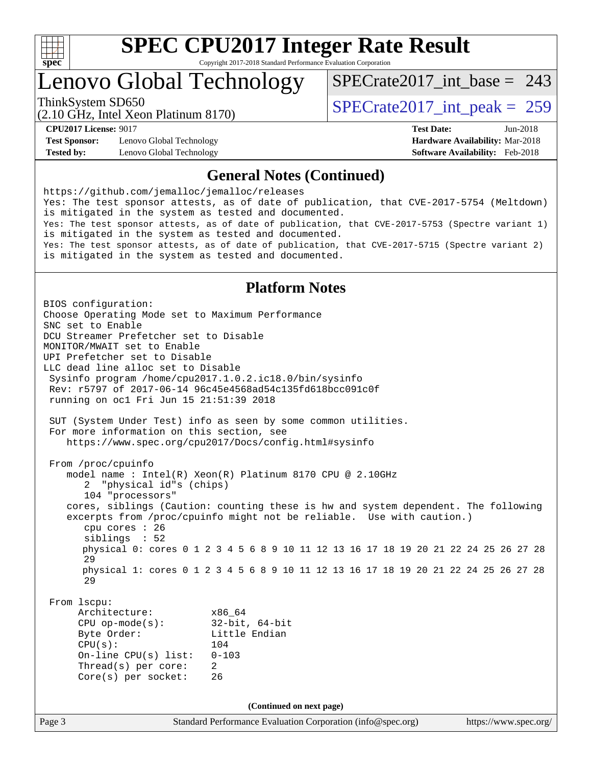# SPEC CPU2017 Integer Rate Result

Copyright 2017-2018 Standard Performance Evaluation Corporation

## Lenovo Global Technology

ThinkSystem SD650
(2.10 GHz, Intel Xeon Platinum 8170)

SPECrate2017_int_base = 243

SPECrate2017_int_peak = 259

**CPU2017 License:** 9017
**Test Sponsor:** Lenovo Global Technology
**Tested by:** Lenovo Global Technology

**Test Date:** Jun-2018
**Hardware Availability:** Mar-2018
**Software Availability:** Feb-2018

### General Notes (Continued)

```
https://github.com/jemalloc/jemalloc/releases
Yes: The test sponsor attests, as of date of publication, that CVE-2017-5754 (Meltdown)
is mitigated in the system as tested and documented.
Yes: The test sponsor attests, as of date of publication, that CVE-2017-5753 (Spectre variant 1)
is mitigated in the system as tested and documented.
Yes: The test sponsor attests, as of date of publication, that CVE-2017-5715 (Spectre variant 2)
is mitigated in the system as tested and documented.
```

### Platform Notes

```
BIOS configuration:
Choose Operating Mode set to Maximum Performance
SNC set to Enable
DCU Streamer Prefetcher set to Disable
MONITOR/MWAIT set to Enable
UPI Prefetcher set to Disable
LLC dead line alloc set to Disable
 Sysinfo program /home/cpu2017.1.0.2.ic18.0/bin/sysinfo
 Rev: r5797 of 2017-06-14 96c45e4568ad54c135fd618bcc091c0f
 running on oc1 Fri Jun 15 21:51:39 2018

 SUT (System Under Test) info as seen by some common utilities.
 For more information on this section, see
    https://www.spec.org/cpu2017/Docs/config.html#sysinfo

 From /proc/cpuinfo
    model name : Intel(R) Xeon(R) Platinum 8170 CPU @ 2.10GHz
       2  "physical id"s (chips)
       104 "processors"
    cores, siblings (Caution: counting these is hw and system dependent. The following
    excerpts from /proc/cpuinfo might not be reliable.  Use with caution.)
       cpu cores : 26
       siblings  : 52
       physical 0: cores 0 1 2 3 4 5 6 8 9 10 11 12 13 16 17 18 19 20 21 22 24 25 26 27 28
       29
       physical 1: cores 0 1 2 3 4 5 6 8 9 10 11 12 13 16 17 18 19 20 21 22 24 25 26 27 28
       29

 From lscpu:
      Architecture:          x86_64
      CPU op-mode(s):        32-bit, 64-bit
      Byte Order:            Little Endian
      CPU(s):                104
      On-line CPU(s) list:   0-103
      Thread(s) per core:    2
      Core(s) per socket:    26
```

(Continued on next page)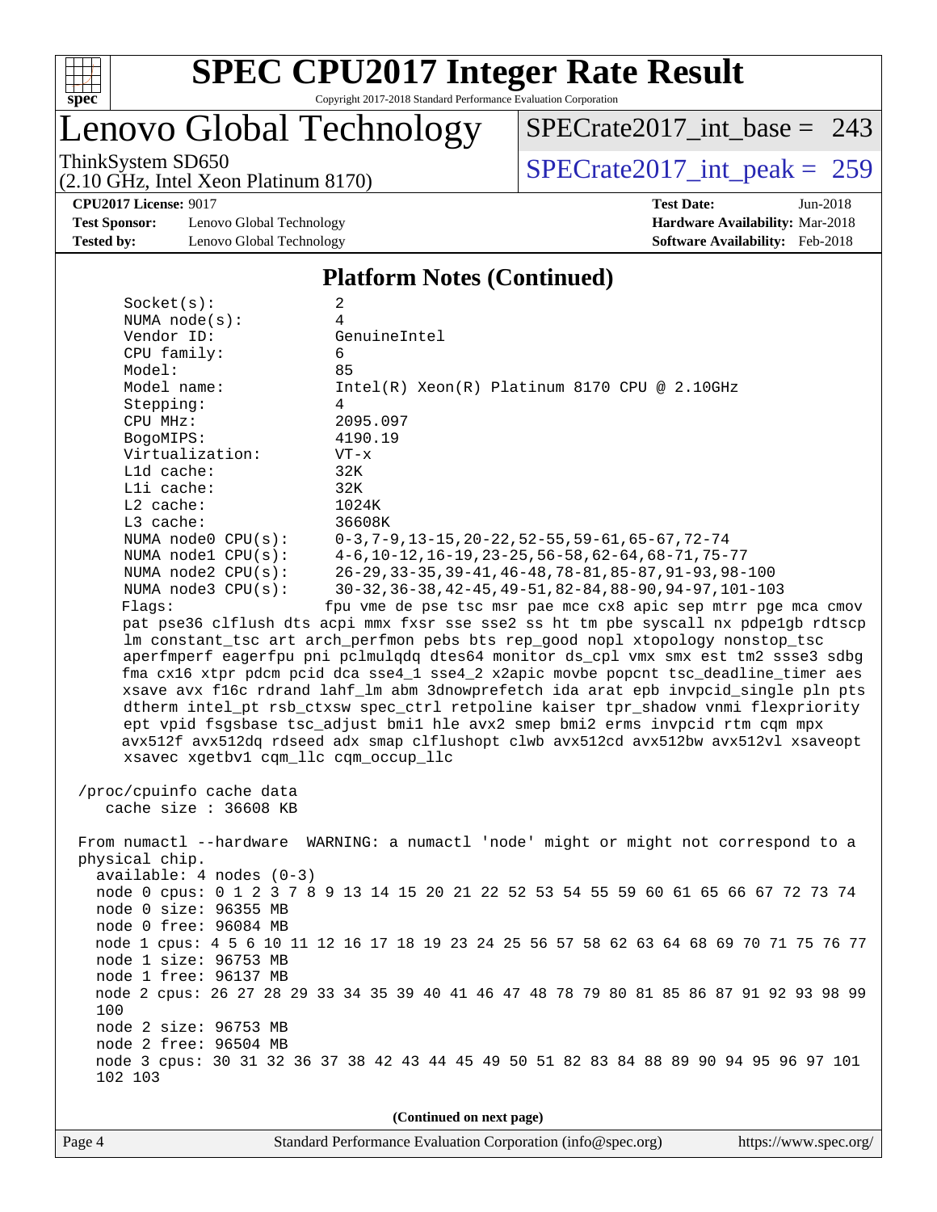# SPEC CPU2017 Integer Rate Result

Copyright 2017-2018 Standard Performance Evaluation Corporation

## Lenovo Global Technology

ThinkSystem SD650
(2.10 GHz, Intel Xeon Platinum 8170)

SPECrate2017_int_base = 243

SPECrate2017_int_peak = 259

**CPU2017 License:** 9017
**Test Sponsor:** Lenovo Global Technology
**Tested by:** Lenovo Global Technology

**Test Date:** Jun-2018
**Hardware Availability:** Mar-2018
**Software Availability:** Feb-2018

### Platform Notes (Continued)

```
     Socket(s):              2
     NUMA node(s):           4
     Vendor ID:              GenuineIntel
     CPU family:             6
     Model:                  85
     Model name:             Intel(R) Xeon(R) Platinum 8170 CPU @ 2.10GHz
     Stepping:               4
     CPU MHz:                2095.097
     BogoMIPS:               4190.19
     Virtualization:         VT-x
     L1d cache:              32K
     L1i cache:              32K
     L2 cache:               1024K
     L3 cache:               36608K
     NUMA node0 CPU(s):      0-3,7-9,13-15,20-22,52-55,59-61,65-67,72-74
     NUMA node1 CPU(s):      4-6,10-12,16-19,23-25,56-58,62-64,68-71,75-77
     NUMA node2 CPU(s):      26-29,33-35,39-41,46-48,78-81,85-87,91-93,98-100
     NUMA node3 CPU(s):      30-32,36-38,42-45,49-51,82-84,88-90,94-97,101-103
     Flags:                 fpu vme de pse tsc msr pae mce cx8 apic sep mtrr pge mca cmov
     pat pse36 clflush dts acpi mmx fxsr sse sse2 ss ht tm pbe syscall nx pdpe1gb rdtscp
     lm constant_tsc art arch_perfmon pebs bts rep_good nopl xtopology nonstop_tsc
     aperfmperf eagerfpu pni pclmulqdq dtes64 monitor ds_cpl vmx smx est tm2 ssse3 sdbg
     fma cx16 xtpr pdcm pcid dca sse4_1 sse4_2 x2apic movbe popcnt tsc_deadline_timer aes
     xsave avx f16c rdrand lahf_lm abm 3dnowprefetch ida arat epb invpcid_single pln pts
     dtherm intel_pt rsb_ctxsw spec_ctrl retpoline kaiser tpr_shadow vnmi flexpriority
     ept vpid fsgsbase tsc_adjust bmi1 hle avx2 smep bmi2 erms invpcid rtm cqm mpx
     avx512f avx512dq rdseed adx smap clflushopt clwb avx512cd avx512bw avx512vl xsaveopt
     xsavec xgetbv1 cqm_llc cqm_occup_llc

 /proc/cpuinfo cache data
    cache size : 36608 KB

 From numactl --hardware  WARNING: a numactl 'node' might or might not correspond to a
 physical chip.
   available: 4 nodes (0-3)
   node 0 cpus: 0 1 2 3 7 8 9 13 14 15 20 21 22 52 53 54 55 59 60 61 65 66 67 72 73 74
   node 0 size: 96355 MB
   node 0 free: 96084 MB
   node 1 cpus: 4 5 6 10 11 12 16 17 18 19 23 24 25 56 57 58 62 63 64 68 69 70 71 75 76 77
   node 1 size: 96753 MB
   node 1 free: 96137 MB
   node 2 cpus: 26 27 28 29 33 34 35 39 40 41 46 47 48 78 79 80 81 85 86 87 91 92 93 98 99
   100
   node 2 size: 96753 MB
   node 2 free: 96504 MB
   node 3 cpus: 30 31 32 36 37 38 42 43 44 45 49 50 51 82 83 84 88 89 90 94 95 96 97 101
   102 103
```

(Continued on next page)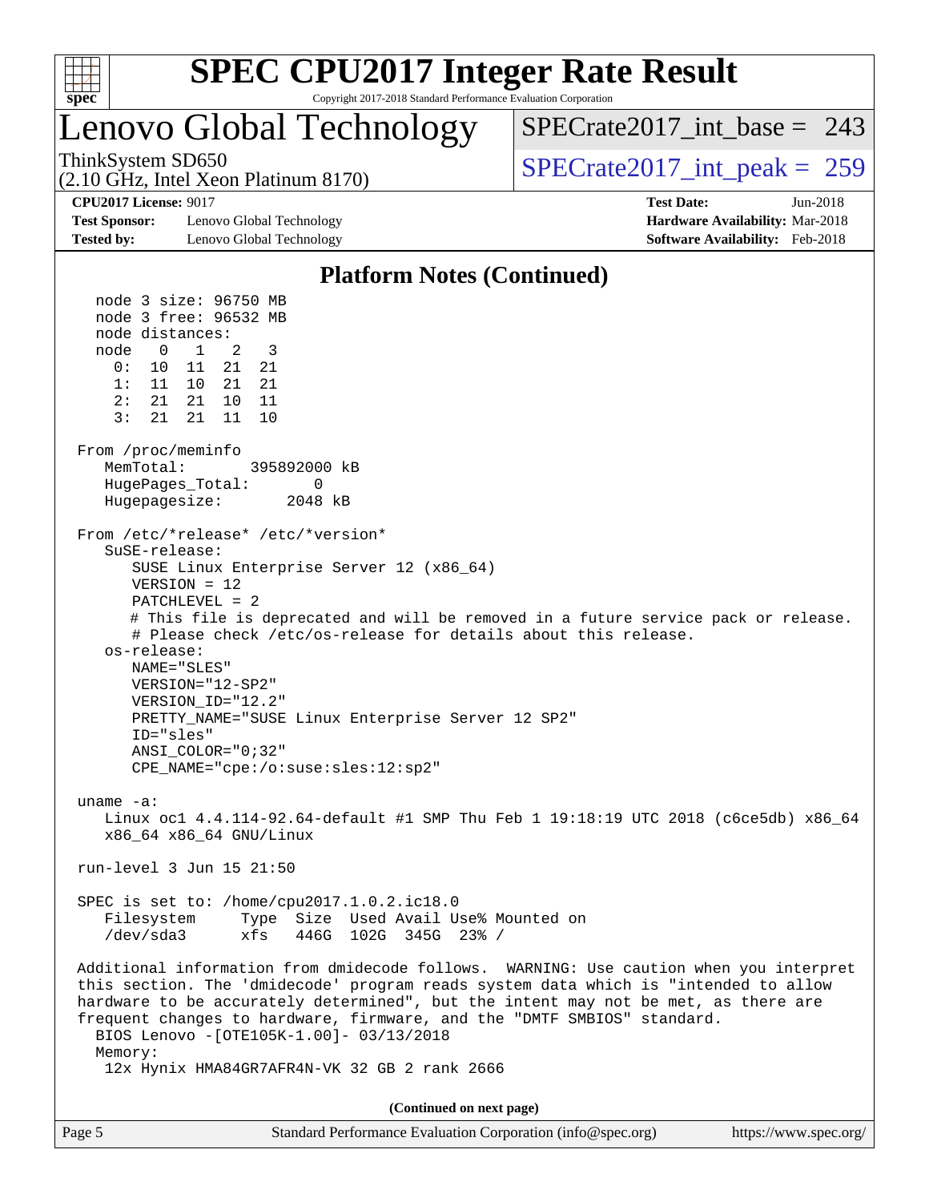# SPEC CPU2017 Integer Rate Result

Copyright 2017-2018 Standard Performance Evaluation Corporation

# Lenovo Global Technology

ThinkSystem SD650
(2.10 GHz, Intel Xeon Platinum 8170)

SPECrate2017_int_base = 243

SPECrate2017_int_peak = 259

**CPU2017 License:** 9017
**Test Sponsor:** Lenovo Global Technology
**Tested by:** Lenovo Global Technology

**Test Date:** Jun-2018
**Hardware Availability:** Mar-2018
**Software Availability:** Feb-2018

## Platform Notes (Continued)

```
    node 3 size: 96750 MB
    node 3 free: 96532 MB
    node distances:
    node   0   1   2   3
      0:  10  11  21  21
      1:  11  10  21  21
      2:  21  21  10  11
      3:  21  21  11  10

 From /proc/meminfo
    MemTotal:       395892000 kB
    HugePages_Total:       0
    Hugepagesize:       2048 kB

 From /etc/*release* /etc/*version*
    SuSE-release:
       SUSE Linux Enterprise Server 12 (x86_64)
       VERSION = 12
       PATCHLEVEL = 2
       # This file is deprecated and will be removed in a future service pack or release.
       # Please check /etc/os-release for details about this release.
    os-release:
       NAME="SLES"
       VERSION="12-SP2"
       VERSION_ID="12.2"
       PRETTY_NAME="SUSE Linux Enterprise Server 12 SP2"
       ID="sles"
       ANSI_COLOR="0;32"
       CPE_NAME="cpe:/o:suse:sles:12:sp2"

 uname -a:
    Linux oc1 4.4.114-92.64-default #1 SMP Thu Feb 1 19:18:19 UTC 2018 (c6ce5db) x86_64
    x86_64 x86_64 GNU/Linux

 run-level 3 Jun 15 21:50

 SPEC is set to: /home/cpu2017.1.0.2.ic18.0
    Filesystem     Type  Size  Used Avail Use% Mounted on
    /dev/sda3      xfs   446G  102G  345G  23% /

 Additional information from dmidecode follows.  WARNING: Use caution when you interpret
 this section. The 'dmidecode' program reads system data which is "intended to allow
 hardware to be accurately determined", but the intent may not be met, as there are
 frequent changes to hardware, firmware, and the "DMTF SMBIOS" standard.
   BIOS Lenovo -[OTE105K-1.00]- 03/13/2018
   Memory:
    12x Hynix HMA84GR7AFR4N-VK 32 GB 2 rank 2666
```

(Continued on next page)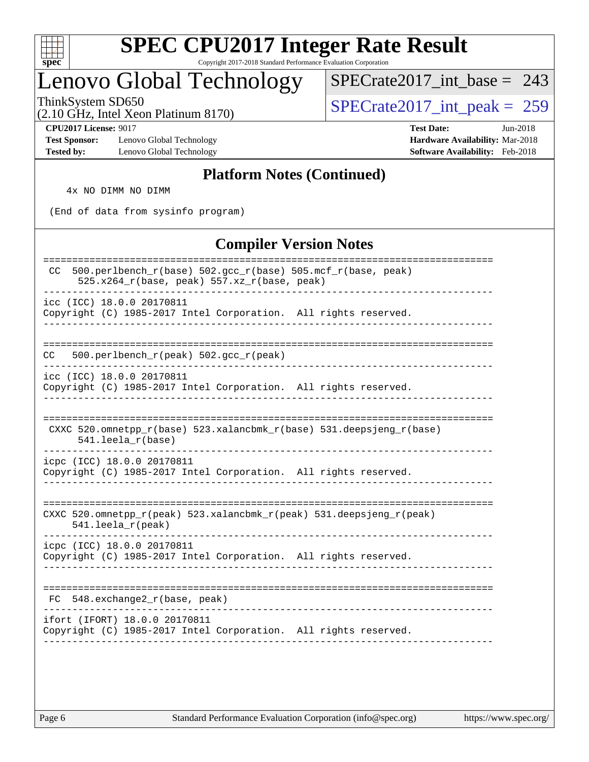## Platform Notes (Continued)

```
    4x NO DIMM NO DIMM

 (End of data from sysinfo program)
```

## Compiler Version Notes

```
==============================================================================
 CC  500.perlbench_r(base) 502.gcc_r(base) 505.mcf_r(base, peak)
      525.x264_r(base, peak) 557.xz_r(base, peak)
------------------------------------------------------------------------------
icc (ICC) 18.0.0 20170811
Copyright (C) 1985-2017 Intel Corporation.  All rights reserved.
------------------------------------------------------------------------------

==============================================================================
CC   500.perlbench_r(peak) 502.gcc_r(peak)
------------------------------------------------------------------------------
icc (ICC) 18.0.0 20170811
Copyright (C) 1985-2017 Intel Corporation.  All rights reserved.
------------------------------------------------------------------------------

==============================================================================
 CXXC 520.omnetpp_r(base) 523.xalancbmk_r(base) 531.deepsjeng_r(base)
      541.leela_r(base)
------------------------------------------------------------------------------
icpc (ICC) 18.0.0 20170811
Copyright (C) 1985-2017 Intel Corporation.  All rights reserved.
------------------------------------------------------------------------------

==============================================================================
CXXC 520.omnetpp_r(peak) 523.xalancbmk_r(peak) 531.deepsjeng_r(peak)
     541.leela_r(peak)
------------------------------------------------------------------------------
icpc (ICC) 18.0.0 20170811
Copyright (C) 1985-2017 Intel Corporation.  All rights reserved.
------------------------------------------------------------------------------

==============================================================================
 FC  548.exchange2_r(base, peak)
------------------------------------------------------------------------------
ifort (IFORT) 18.0.0 20170811
Copyright (C) 1985-2017 Intel Corporation.  All rights reserved.
------------------------------------------------------------------------------
```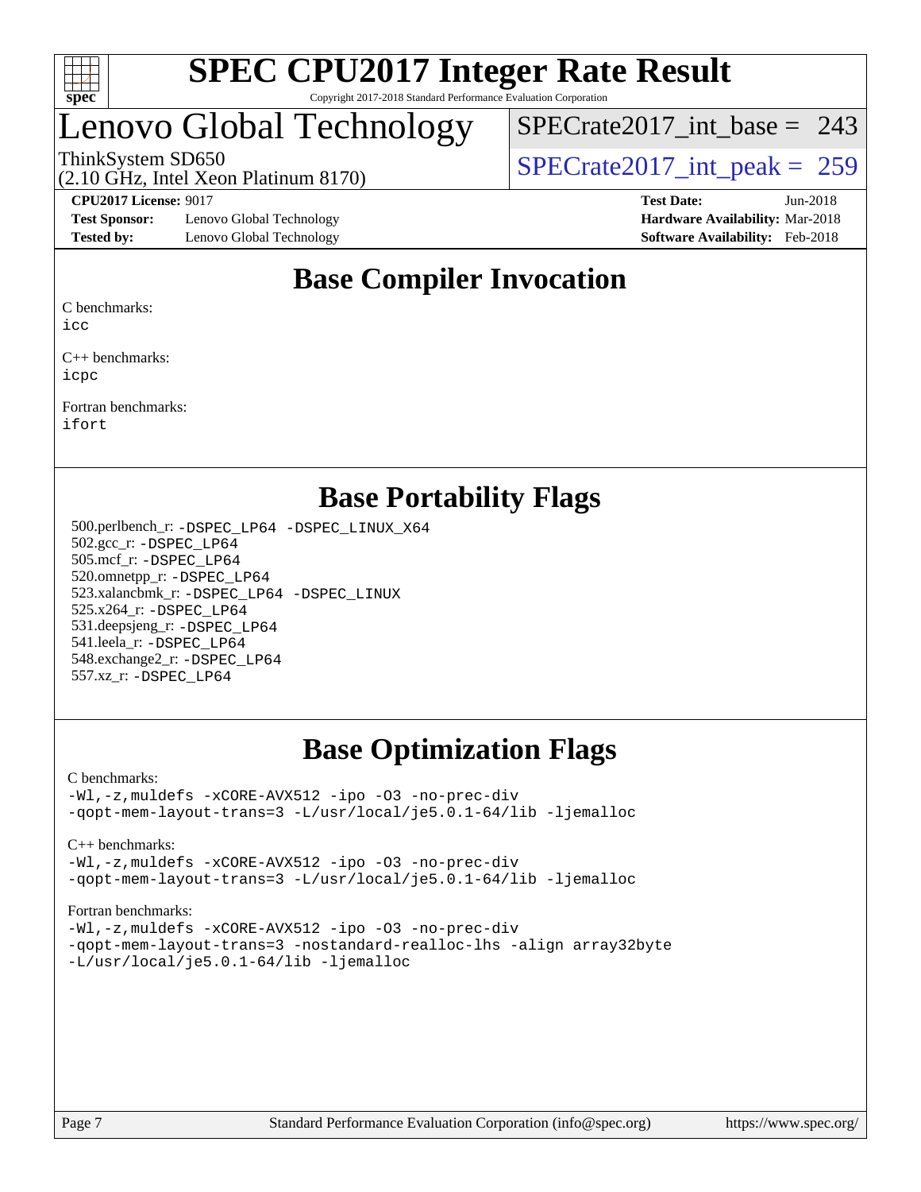# SPEC CPU2017 Integer Rate Result

Copyright 2017-2018 Standard Performance Evaluation Corporation

## Lenovo Global Technology

ThinkSystem SD650
(2.10 GHz, Intel Xeon Platinum 8170)

SPECrate2017_int_base = 243

SPECrate2017_int_peak = 259

**CPU2017 License:** 9017
**Test Sponsor:** Lenovo Global Technology
**Tested by:** Lenovo Global Technology

**Test Date:** Jun-2018
**Hardware Availability:** Mar-2018
**Software Availability:** Feb-2018

## Base Compiler Invocation

C benchmarks:
icc

C++ benchmarks:
icpc

Fortran benchmarks:
ifort

## Base Portability Flags

500.perlbench_r: -DSPEC_LP64 -DSPEC_LINUX_X64
502.gcc_r: -DSPEC_LP64
505.mcf_r: -DSPEC_LP64
520.omnetpp_r: -DSPEC_LP64
523.xalancbmk_r: -DSPEC_LP64 -DSPEC_LINUX
525.x264_r: -DSPEC_LP64
531.deepsjeng_r: -DSPEC_LP64
541.leela_r: -DSPEC_LP64
548.exchange2_r: -DSPEC_LP64
557.xz_r: -DSPEC_LP64

## Base Optimization Flags

C benchmarks:
-Wl,-z,muldefs -xCORE-AVX512 -ipo -O3 -no-prec-div
-qopt-mem-layout-trans=3 -L/usr/local/je5.0.1-64/lib -ljemalloc

C++ benchmarks:
-Wl,-z,muldefs -xCORE-AVX512 -ipo -O3 -no-prec-div
-qopt-mem-layout-trans=3 -L/usr/local/je5.0.1-64/lib -ljemalloc

Fortran benchmarks:
-Wl,-z,muldefs -xCORE-AVX512 -ipo -O3 -no-prec-div
-qopt-mem-layout-trans=3 -nostandard-realloc-lhs -align array32byte
-L/usr/local/je5.0.1-64/lib -ljemalloc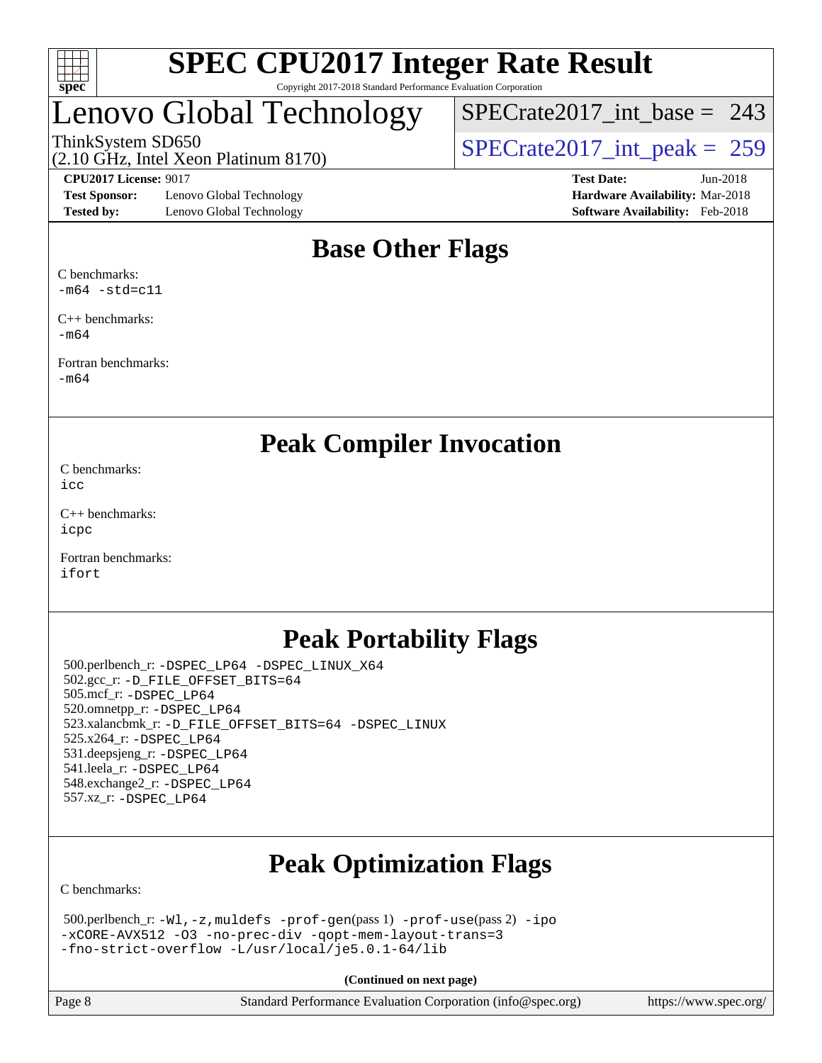## Base Other Flags

C benchmarks:
-m64 -std=c11

C++ benchmarks:
-m64

Fortran benchmarks:
-m64

## Peak Compiler Invocation

C benchmarks:
icc

C++ benchmarks:
icpc

Fortran benchmarks:
ifort

## Peak Portability Flags

500.perlbench_r: -DSPEC_LP64 -DSPEC_LINUX_X64
502.gcc_r: -D_FILE_OFFSET_BITS=64
505.mcf_r: -DSPEC_LP64
520.omnetpp_r: -DSPEC_LP64
523.xalancbmk_r: -D_FILE_OFFSET_BITS=64 -DSPEC_LINUX
525.x264_r: -DSPEC_LP64
531.deepsjeng_r: -DSPEC_LP64
541.leela_r: -DSPEC_LP64
548.exchange2_r: -DSPEC_LP64
557.xz_r: -DSPEC_LP64

## Peak Optimization Flags

C benchmarks:

500.perlbench_r: -Wl,-z,muldefs -prof-gen(pass 1) -prof-use(pass 2) -ipo -xCORE-AVX512 -O3 -no-prec-div -qopt-mem-layout-trans=3 -fno-strict-overflow -L/usr/local/je5.0.1-64/lib

(Continued on next page)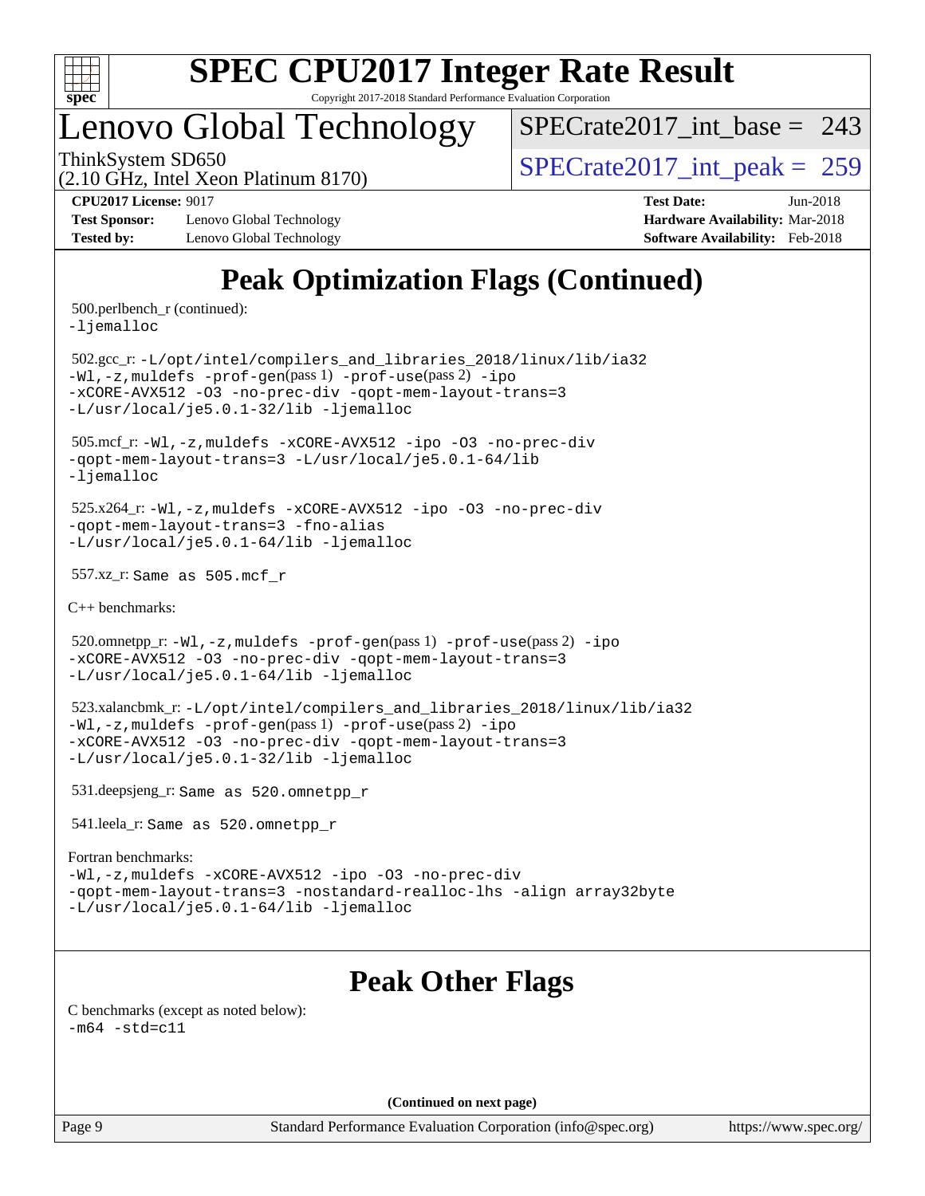# Peak Optimization Flags (Continued)

500.perlbench_r (continued):
-ljemalloc

502.gcc_r: -L/opt/intel/compilers_and_libraries_2018/linux/lib/ia32 -Wl,-z,muldefs -prof-gen(pass 1) -prof-use(pass 2) -ipo -xCORE-AVX512 -O3 -no-prec-div -qopt-mem-layout-trans=3 -L/usr/local/je5.0.1-32/lib -ljemalloc

505.mcf_r: -Wl,-z,muldefs -xCORE-AVX512 -ipo -O3 -no-prec-div -qopt-mem-layout-trans=3 -L/usr/local/je5.0.1-64/lib -ljemalloc

525.x264_r: -Wl,-z,muldefs -xCORE-AVX512 -ipo -O3 -no-prec-div -qopt-mem-layout-trans=3 -fno-alias -L/usr/local/je5.0.1-64/lib -ljemalloc

557.xz_r: Same as 505.mcf_r

C++ benchmarks:

520.omnetpp_r: -Wl,-z,muldefs -prof-gen(pass 1) -prof-use(pass 2) -ipo -xCORE-AVX512 -O3 -no-prec-div -qopt-mem-layout-trans=3 -L/usr/local/je5.0.1-64/lib -ljemalloc

523.xalancbmk_r: -L/opt/intel/compilers_and_libraries_2018/linux/lib/ia32 -Wl,-z,muldefs -prof-gen(pass 1) -prof-use(pass 2) -ipo -xCORE-AVX512 -O3 -no-prec-div -qopt-mem-layout-trans=3 -L/usr/local/je5.0.1-32/lib -ljemalloc

531.deepsjeng_r: Same as 520.omnetpp_r

541.leela_r: Same as 520.omnetpp_r

Fortran benchmarks:
-Wl,-z,muldefs -xCORE-AVX512 -ipo -O3 -no-prec-div -qopt-mem-layout-trans=3 -nostandard-realloc-lhs -align array32byte -L/usr/local/je5.0.1-64/lib -ljemalloc

# Peak Other Flags

C benchmarks (except as noted below):
-m64 -std=c11

**(Continued on next page)**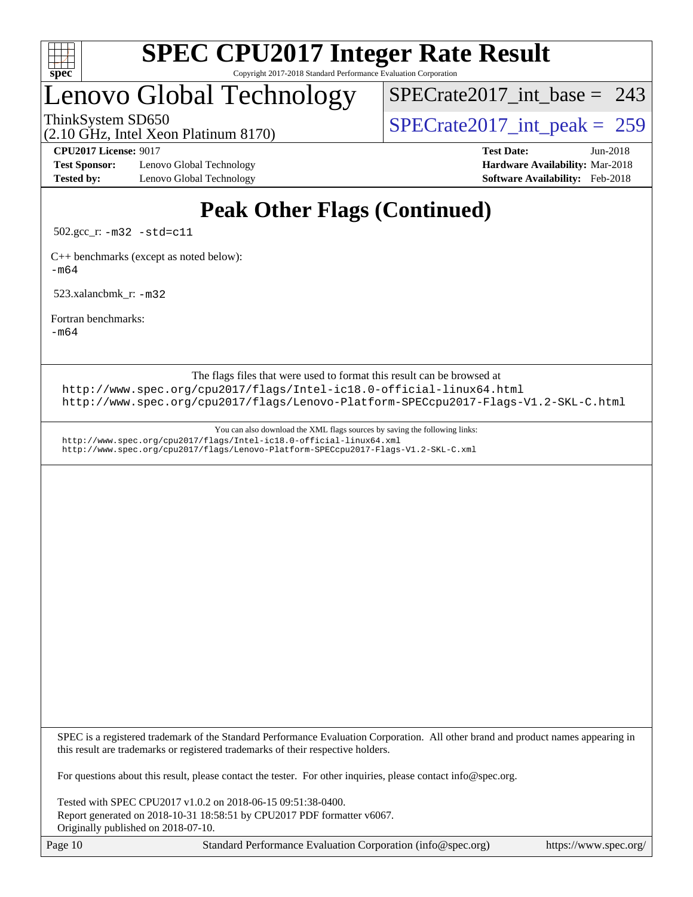# SPEC CPU2017 Integer Rate Result

Copyright 2017-2018 Standard Performance Evaluation Corporation

# Lenovo Global Technology

SPECrate2017_int_base = 243

ThinkSystem SD650
(2.10 GHz, Intel Xeon Platinum 8170)

SPECrate2017_int_peak = 259

**CPU2017 License:** 9017
**Test Sponsor:** Lenovo Global Technology
**Tested by:** Lenovo Global Technology

**Test Date:** Jun-2018
**Hardware Availability:** Mar-2018
**Software Availability:** Feb-2018

## Peak Other Flags (Continued)

502.gcc_r: `-m32 -std=c11`

C++ benchmarks (except as noted below):
`-m64`

523.xalancbmk_r: `-m32`

Fortran benchmarks:
`-m64`

The flags files that were used to format this result can be browsed at
http://www.spec.org/cpu2017/flags/Intel-ic18.0-official-linux64.html
http://www.spec.org/cpu2017/flags/Lenovo-Platform-SPECcpu2017-Flags-V1.2-SKL-C.html

You can also download the XML flags sources by saving the following links:
http://www.spec.org/cpu2017/flags/Intel-ic18.0-official-linux64.xml
http://www.spec.org/cpu2017/flags/Lenovo-Platform-SPECcpu2017-Flags-V1.2-SKL-C.xml

SPEC is a registered trademark of the Standard Performance Evaluation Corporation. All other brand and product names appearing in this result are trademarks or registered trademarks of their respective holders.

For questions about this result, please contact the tester. For other inquiries, please contact info@spec.org.

Tested with SPEC CPU2017 v1.0.2 on 2018-06-15 09:51:38-0400.
Report generated on 2018-10-31 18:58:51 by CPU2017 PDF formatter v6067.
Originally published on 2018-07-10.